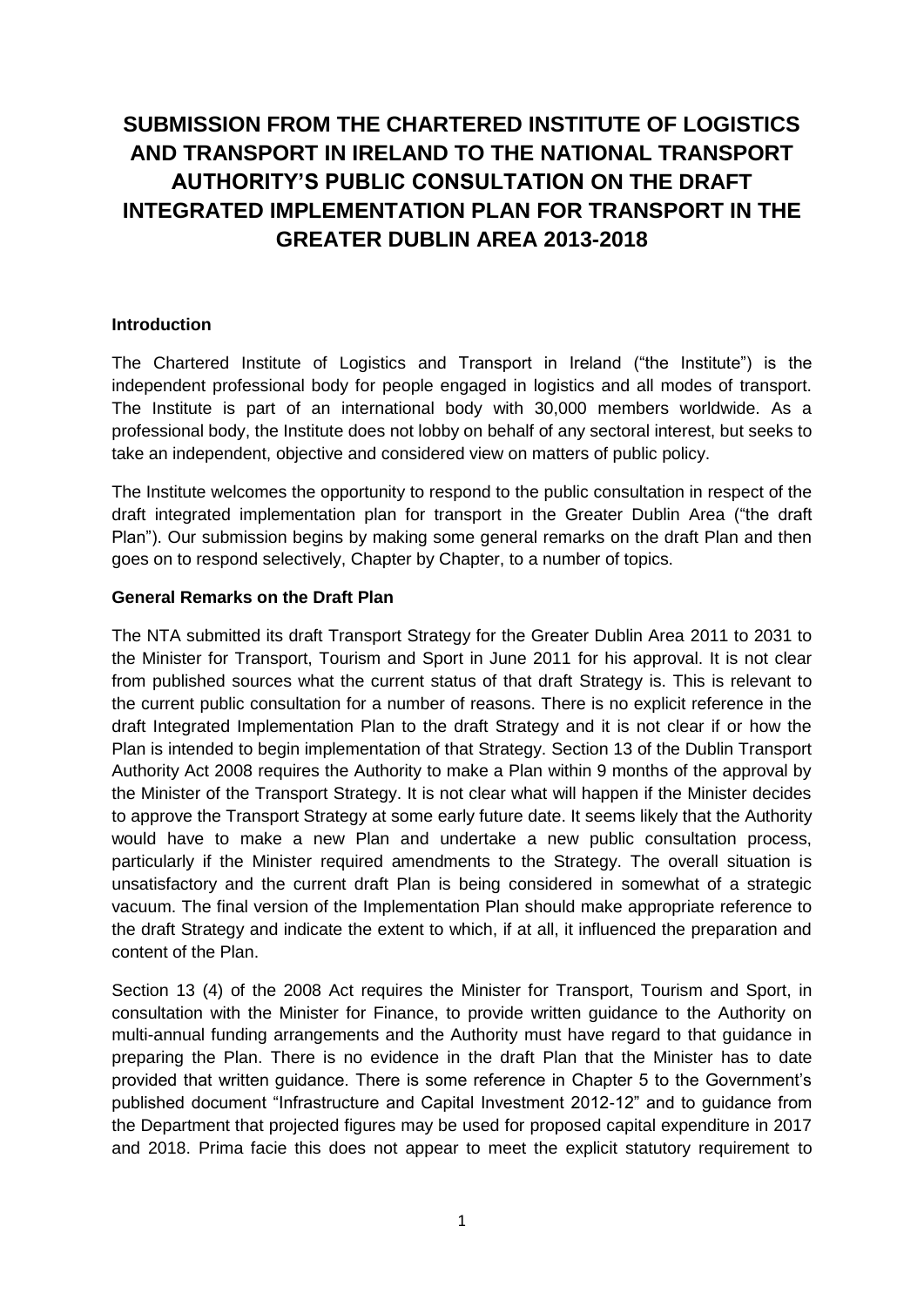# SUBMISSION FROM THE CHARTERED INSTITUTE OF LOGISTICS AND TRANSPORT IN IRELAND TO THE NATIONAL TRANSPORT AUTHORITY'S PUBLIC CONSULTATION ON THE DRAFT INTEGRATED IMPLEMENTATION PLAN FOR TRANSPORT IN THE GREATER DUBLIN AREA 2013-2018

**Introduction**

The Chartered Institute of Logistics and Transport in Ireland ("the Institute") is the independent professional body for people engaged in logistics and all modes of transport. The Institute is part of an international body with 30,000 members worldwide. As a professional body, the Institute does not lobby on behalf of any sectoral interest, but seeks to take an independent, objective and considered view on matters of public policy.

The Institute welcomes the opportunity to respond to the public consultation in respect of the draft integrated implementation plan for transport in the Greater Dublin Area ("the draft Plan"). Our submission begins by making some general remarks on the draft Plan and then goes on to respond selectively, Chapter by Chapter, to a number of topics.

**General Remarks on the Draft Plan**

The NTA submitted its draft Transport Strategy for the Greater Dublin Area 2011 to 2031 to the Minister for Transport, Tourism and Sport in June 2011 for his approval. It is not clear from published sources what the current status of that draft Strategy is. This is relevant to the current public consultation for a number of reasons. There is no explicit reference in the draft Integrated Implementation Plan to the draft Strategy and it is not clear if or how the Plan is intended to begin implementation of that Strategy. Section 13 of the Dublin Transport Authority Act 2008 requires the Authority to make a Plan within 9 months of the approval by the Minister of the Transport Strategy. It is not clear what will happen if the Minister decides to approve the Transport Strategy at some early future date. It seems likely that the Authority would have to make a new Plan and undertake a new public consultation process, particularly if the Minister required amendments to the Strategy. The overall situation is unsatisfactory and the current draft Plan is being considered in somewhat of a strategic vacuum. The final version of the Implementation Plan should make appropriate reference to the draft Strategy and indicate the extent to which, if at all, it influenced the preparation and content of the Plan.

Section 13 (4) of the 2008 Act requires the Minister for Transport, Tourism and Sport, in consultation with the Minister for Finance, to provide written guidance to the Authority on multi-annual funding arrangements and the Authority must have regard to that guidance in preparing the Plan. There is no evidence in the draft Plan that the Minister has to date provided that written guidance. There is some reference in Chapter 5 to the Government's published document "Infrastructure and Capital Investment 2012-12" and to guidance from the Department that projected figures may be used for proposed capital expenditure in 2017 and 2018. Prima facie this does not appear to meet the explicit statutory requirement to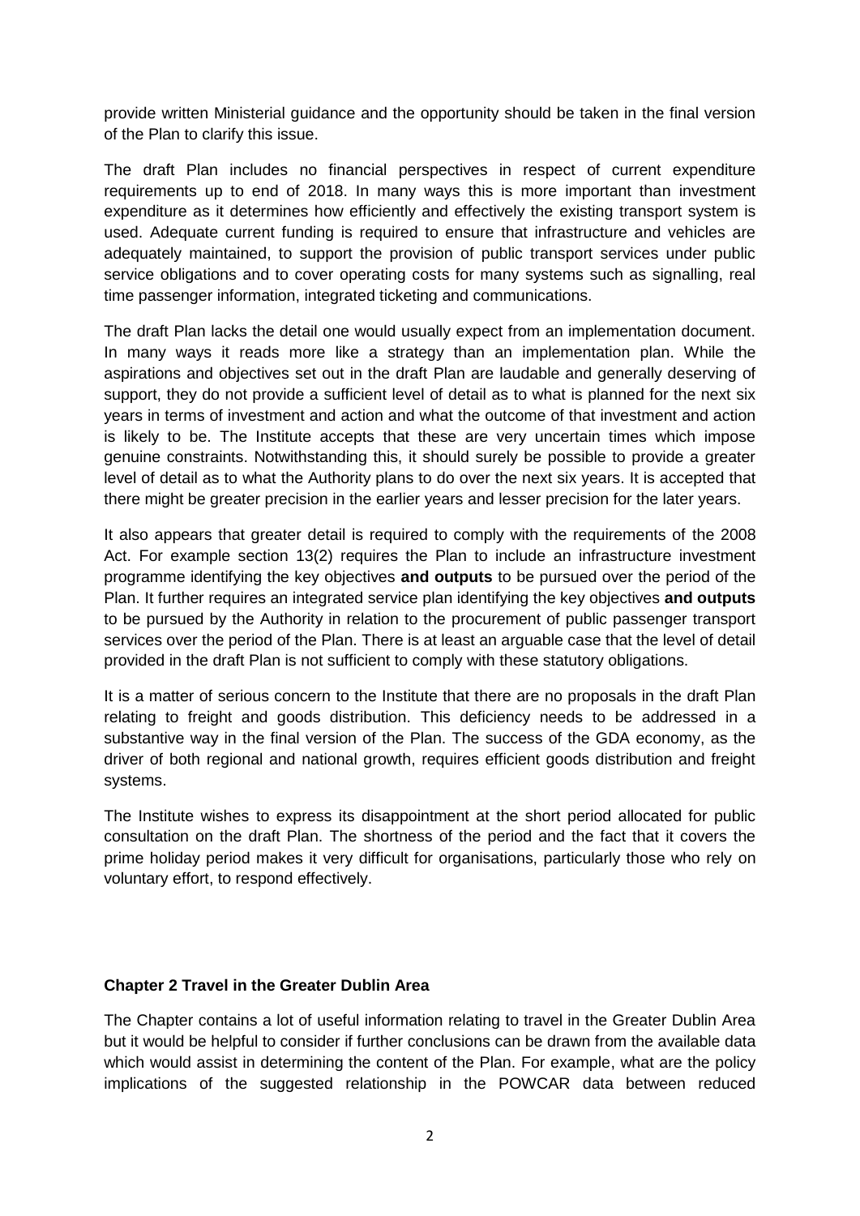provide written Ministerial guidance and the opportunity should be taken in the final version of the Plan to clarify this issue.

The draft Plan includes no financial perspectives in respect of current expenditure requirements up to end of 2018. In many ways this is more important than investment expenditure as it determines how efficiently and effectively the existing transport system is used. Adequate current funding is required to ensure that infrastructure and vehicles are adequately maintained, to support the provision of public transport services under public service obligations and to cover operating costs for many systems such as signalling, real time passenger information, integrated ticketing and communications.

The draft Plan lacks the detail one would usually expect from an implementation document. In many ways it reads more like a strategy than an implementation plan. While the aspirations and objectives set out in the draft Plan are laudable and generally deserving of support, they do not provide a sufficient level of detail as to what is planned for the next six years in terms of investment and action and what the outcome of that investment and action is likely to be. The Institute accepts that these are very uncertain times which impose genuine constraints. Notwithstanding this, it should surely be possible to provide a greater level of detail as to what the Authority plans to do over the next six years. It is accepted that there might be greater precision in the earlier years and lesser precision for the later years.

It also appears that greater detail is required to comply with the requirements of the 2008 Act. For example section 13(2) requires the Plan to include an infrastructure investment programme identifying the key objectives **and outputs** to be pursued over the period of the Plan. It further requires an integrated service plan identifying the key objectives **and outputs** to be pursued by the Authority in relation to the procurement of public passenger transport services over the period of the Plan. There is at least an arguable case that the level of detail provided in the draft Plan is not sufficient to comply with these statutory obligations.

It is a matter of serious concern to the Institute that there are no proposals in the draft Plan relating to freight and goods distribution. This deficiency needs to be addressed in a substantive way in the final version of the Plan. The success of the GDA economy, as the driver of both regional and national growth, requires efficient goods distribution and freight systems.

The Institute wishes to express its disappointment at the short period allocated for public consultation on the draft Plan. The shortness of the period and the fact that it covers the prime holiday period makes it very difficult for organisations, particularly those who rely on voluntary effort, to respond effectively.

**Chapter 2 Travel in the Greater Dublin Area**

The Chapter contains a lot of useful information relating to travel in the Greater Dublin Area but it would be helpful to consider if further conclusions can be drawn from the available data which would assist in determining the content of the Plan. For example, what are the policy implications of the suggested relationship in the POWCAR data between reduced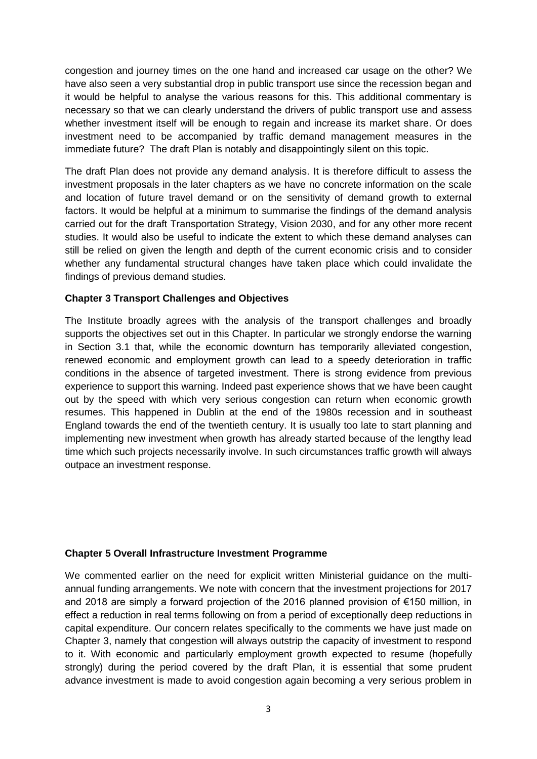congestion and journey times on the one hand and increased car usage on the other? We have also seen a very substantial drop in public transport use since the recession began and it would be helpful to analyse the various reasons for this. This additional commentary is necessary so that we can clearly understand the drivers of public transport use and assess whether investment itself will be enough to regain and increase its market share. Or does investment need to be accompanied by traffic demand management measures in the immediate future? The draft Plan is notably and disappointingly silent on this topic.

The draft Plan does not provide any demand analysis. It is therefore difficult to assess the investment proposals in the later chapters as we have no concrete information on the scale and location of future travel demand or on the sensitivity of demand growth to external factors. It would be helpful at a minimum to summarise the findings of the demand analysis carried out for the draft Transportation Strategy, Vision 2030, and for any other more recent studies. It would also be useful to indicate the extent to which these demand analyses can still be relied on given the length and depth of the current economic crisis and to consider whether any fundamental structural changes have taken place which could invalidate the findings of previous demand studies.

**Chapter 3 Transport Challenges and Objectives**

The Institute broadly agrees with the analysis of the transport challenges and broadly supports the objectives set out in this Chapter. In particular we strongly endorse the warning in Section 3.1 that, while the economic downturn has temporarily alleviated congestion, renewed economic and employment growth can lead to a speedy deterioration in traffic conditions in the absence of targeted investment. There is strong evidence from previous experience to support this warning. Indeed past experience shows that we have been caught out by the speed with which very serious congestion can return when economic growth resumes. This happened in Dublin at the end of the 1980s recession and in southeast England towards the end of the twentieth century. It is usually too late to start planning and implementing new investment when growth has already started because of the lengthy lead time which such projects necessarily involve. In such circumstances traffic growth will always outpace an investment response.

**Chapter 5 Overall Infrastructure Investment Programme**

We commented earlier on the need for explicit written Ministerial guidance on the multi-annual funding arrangements. We note with concern that the investment projections for 2017 and 2018 are simply a forward projection of the 2016 planned provision of €150 million, in effect a reduction in real terms following on from a period of exceptionally deep reductions in capital expenditure. Our concern relates specifically to the comments we have just made on Chapter 3, namely that congestion will always outstrip the capacity of investment to respond to it. With economic and particularly employment growth expected to resume (hopefully strongly) during the period covered by the draft Plan, it is essential that some prudent advance investment is made to avoid congestion again becoming a very serious problem in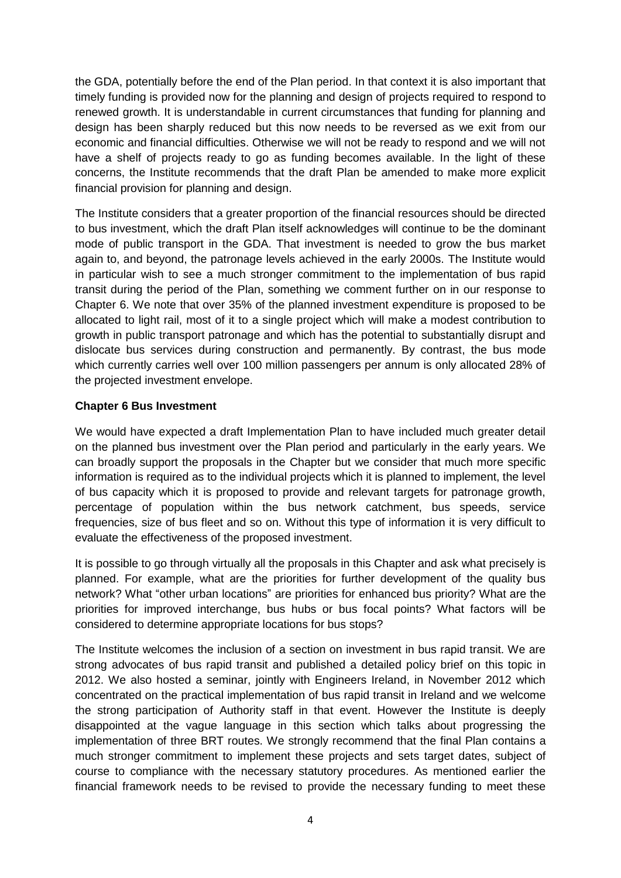the GDA, potentially before the end of the Plan period. In that context it is also important that timely funding is provided now for the planning and design of projects required to respond to renewed growth. It is understandable in current circumstances that funding for planning and design has been sharply reduced but this now needs to be reversed as we exit from our economic and financial difficulties. Otherwise we will not be ready to respond and we will not have a shelf of projects ready to go as funding becomes available. In the light of these concerns, the Institute recommends that the draft Plan be amended to make more explicit financial provision for planning and design.

The Institute considers that a greater proportion of the financial resources should be directed to bus investment, which the draft Plan itself acknowledges will continue to be the dominant mode of public transport in the GDA. That investment is needed to grow the bus market again to, and beyond, the patronage levels achieved in the early 2000s. The Institute would in particular wish to see a much stronger commitment to the implementation of bus rapid transit during the period of the Plan, something we comment further on in our response to Chapter 6. We note that over 35% of the planned investment expenditure is proposed to be allocated to light rail, most of it to a single project which will make a modest contribution to growth in public transport patronage and which has the potential to substantially disrupt and dislocate bus services during construction and permanently. By contrast, the bus mode which currently carries well over 100 million passengers per annum is only allocated 28% of the projected investment envelope.

**Chapter 6 Bus Investment**

We would have expected a draft Implementation Plan to have included much greater detail on the planned bus investment over the Plan period and particularly in the early years. We can broadly support the proposals in the Chapter but we consider that much more specific information is required as to the individual projects which it is planned to implement, the level of bus capacity which it is proposed to provide and relevant targets for patronage growth, percentage of population within the bus network catchment, bus speeds, service frequencies, size of bus fleet and so on. Without this type of information it is very difficult to evaluate the effectiveness of the proposed investment.

It is possible to go through virtually all the proposals in this Chapter and ask what precisely is planned. For example, what are the priorities for further development of the quality bus network? What "other urban locations" are priorities for enhanced bus priority? What are the priorities for improved interchange, bus hubs or bus focal points? What factors will be considered to determine appropriate locations for bus stops?

The Institute welcomes the inclusion of a section on investment in bus rapid transit. We are strong advocates of bus rapid transit and published a detailed policy brief on this topic in 2012. We also hosted a seminar, jointly with Engineers Ireland, in November 2012 which concentrated on the practical implementation of bus rapid transit in Ireland and we welcome the strong participation of Authority staff in that event. However the Institute is deeply disappointed at the vague language in this section which talks about progressing the implementation of three BRT routes. We strongly recommend that the final Plan contains a much stronger commitment to implement these projects and sets target dates, subject of course to compliance with the necessary statutory procedures. As mentioned earlier the financial framework needs to be revised to provide the necessary funding to meet these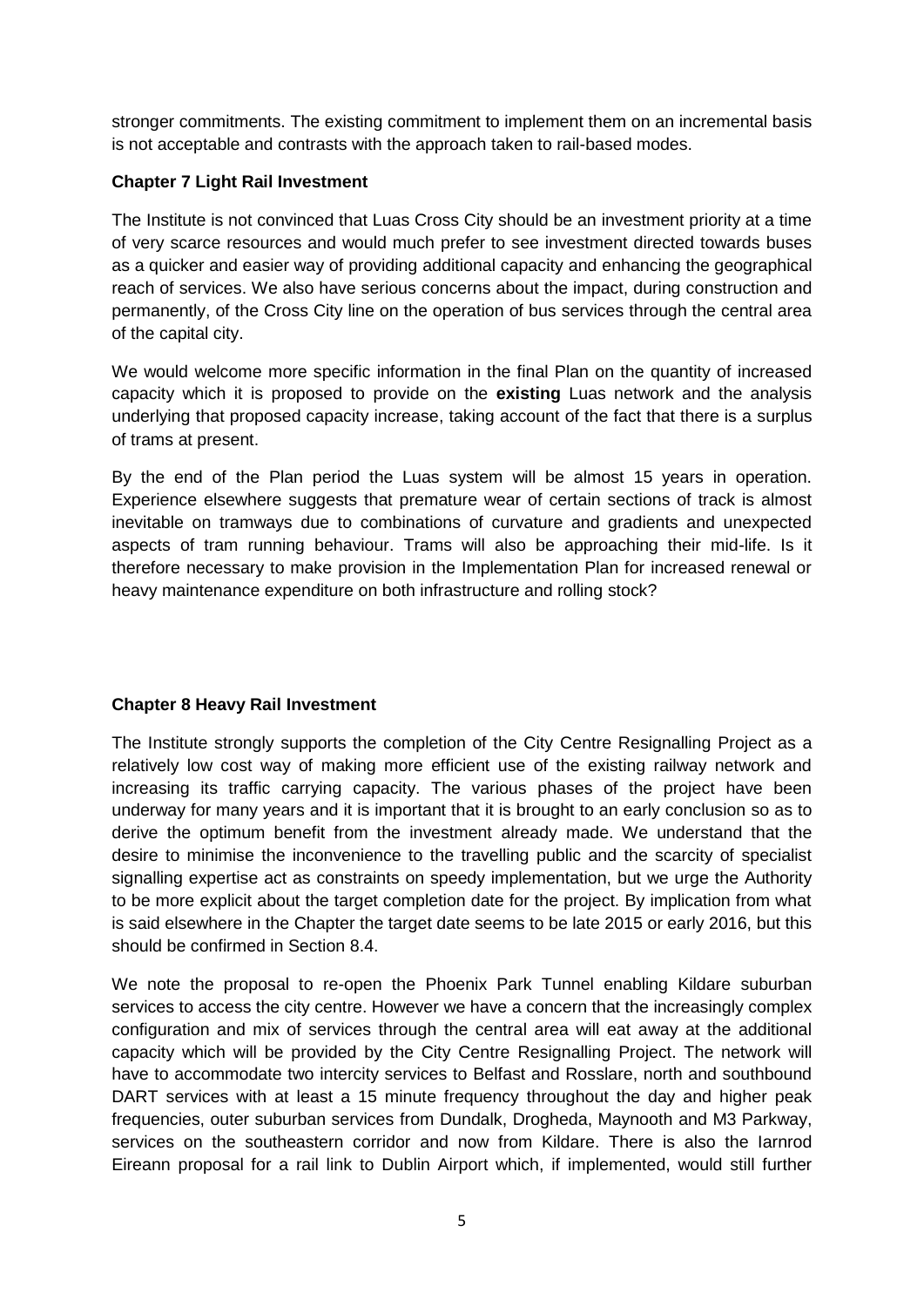stronger commitments. The existing commitment to implement them on an incremental basis is not acceptable and contrasts with the approach taken to rail-based modes.

**Chapter 7 Light Rail Investment**

The Institute is not convinced that Luas Cross City should be an investment priority at a time of very scarce resources and would much prefer to see investment directed towards buses as a quicker and easier way of providing additional capacity and enhancing the geographical reach of services. We also have serious concerns about the impact, during construction and permanently, of the Cross City line on the operation of bus services through the central area of the capital city.

We would welcome more specific information in the final Plan on the quantity of increased capacity which it is proposed to provide on the **existing** Luas network and the analysis underlying that proposed capacity increase, taking account of the fact that there is a surplus of trams at present.

By the end of the Plan period the Luas system will be almost 15 years in operation. Experience elsewhere suggests that premature wear of certain sections of track is almost inevitable on tramways due to combinations of curvature and gradients and unexpected aspects of tram running behaviour. Trams will also be approaching their mid-life. Is it therefore necessary to make provision in the Implementation Plan for increased renewal or heavy maintenance expenditure on both infrastructure and rolling stock?

**Chapter 8 Heavy Rail Investment**

The Institute strongly supports the completion of the City Centre Resignalling Project as a relatively low cost way of making more efficient use of the existing railway network and increasing its traffic carrying capacity. The various phases of the project have been underway for many years and it is important that it is brought to an early conclusion so as to derive the optimum benefit from the investment already made. We understand that the desire to minimise the inconvenience to the travelling public and the scarcity of specialist signalling expertise act as constraints on speedy implementation, but we urge the Authority to be more explicit about the target completion date for the project. By implication from what is said elsewhere in the Chapter the target date seems to be late 2015 or early 2016, but this should be confirmed in Section 8.4.

We note the proposal to re-open the Phoenix Park Tunnel enabling Kildare suburban services to access the city centre. However we have a concern that the increasingly complex configuration and mix of services through the central area will eat away at the additional capacity which will be provided by the City Centre Resignalling Project. The network will have to accommodate two intercity services to Belfast and Rosslare, north and southbound DART services with at least a 15 minute frequency throughout the day and higher peak frequencies, outer suburban services from Dundalk, Drogheda, Maynooth and M3 Parkway, services on the southeastern corridor and now from Kildare. There is also the Iarnrod Eireann proposal for a rail link to Dublin Airport which, if implemented, would still further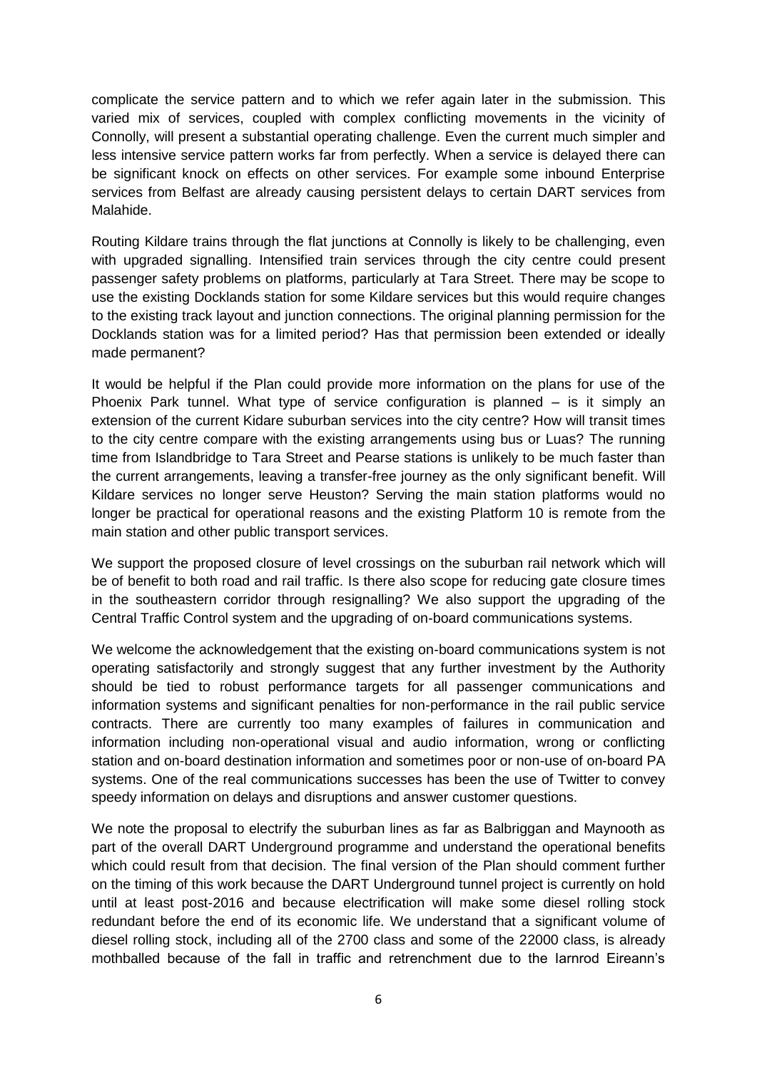complicate the service pattern and to which we refer again later in the submission. This varied mix of services, coupled with complex conflicting movements in the vicinity of Connolly, will present a substantial operating challenge. Even the current much simpler and less intensive service pattern works far from perfectly. When a service is delayed there can be significant knock on effects on other services. For example some inbound Enterprise services from Belfast are already causing persistent delays to certain DART services from Malahide.

Routing Kildare trains through the flat junctions at Connolly is likely to be challenging, even with upgraded signalling. Intensified train services through the city centre could present passenger safety problems on platforms, particularly at Tara Street. There may be scope to use the existing Docklands station for some Kildare services but this would require changes to the existing track layout and junction connections. The original planning permission for the Docklands station was for a limited period? Has that permission been extended or ideally made permanent?

It would be helpful if the Plan could provide more information on the plans for use of the Phoenix Park tunnel. What type of service configuration is planned – is it simply an extension of the current Kidare suburban services into the city centre? How will transit times to the city centre compare with the existing arrangements using bus or Luas? The running time from Islandbridge to Tara Street and Pearse stations is unlikely to be much faster than the current arrangements, leaving a transfer-free journey as the only significant benefit. Will Kildare services no longer serve Heuston? Serving the main station platforms would no longer be practical for operational reasons and the existing Platform 10 is remote from the main station and other public transport services.

We support the proposed closure of level crossings on the suburban rail network which will be of benefit to both road and rail traffic. Is there also scope for reducing gate closure times in the southeastern corridor through resignalling? We also support the upgrading of the Central Traffic Control system and the upgrading of on-board communications systems.

We welcome the acknowledgement that the existing on-board communications system is not operating satisfactorily and strongly suggest that any further investment by the Authority should be tied to robust performance targets for all passenger communications and information systems and significant penalties for non-performance in the rail public service contracts. There are currently too many examples of failures in communication and information including non-operational visual and audio information, wrong or conflicting station and on-board destination information and sometimes poor or non-use of on-board PA systems. One of the real communications successes has been the use of Twitter to convey speedy information on delays and disruptions and answer customer questions.

We note the proposal to electrify the suburban lines as far as Balbriggan and Maynooth as part of the overall DART Underground programme and understand the operational benefits which could result from that decision. The final version of the Plan should comment further on the timing of this work because the DART Underground tunnel project is currently on hold until at least post-2016 and because electrification will make some diesel rolling stock redundant before the end of its economic life. We understand that a significant volume of diesel rolling stock, including all of the 2700 class and some of the 22000 class, is already mothballed because of the fall in traffic and retrenchment due to the Iarnrod Eireann's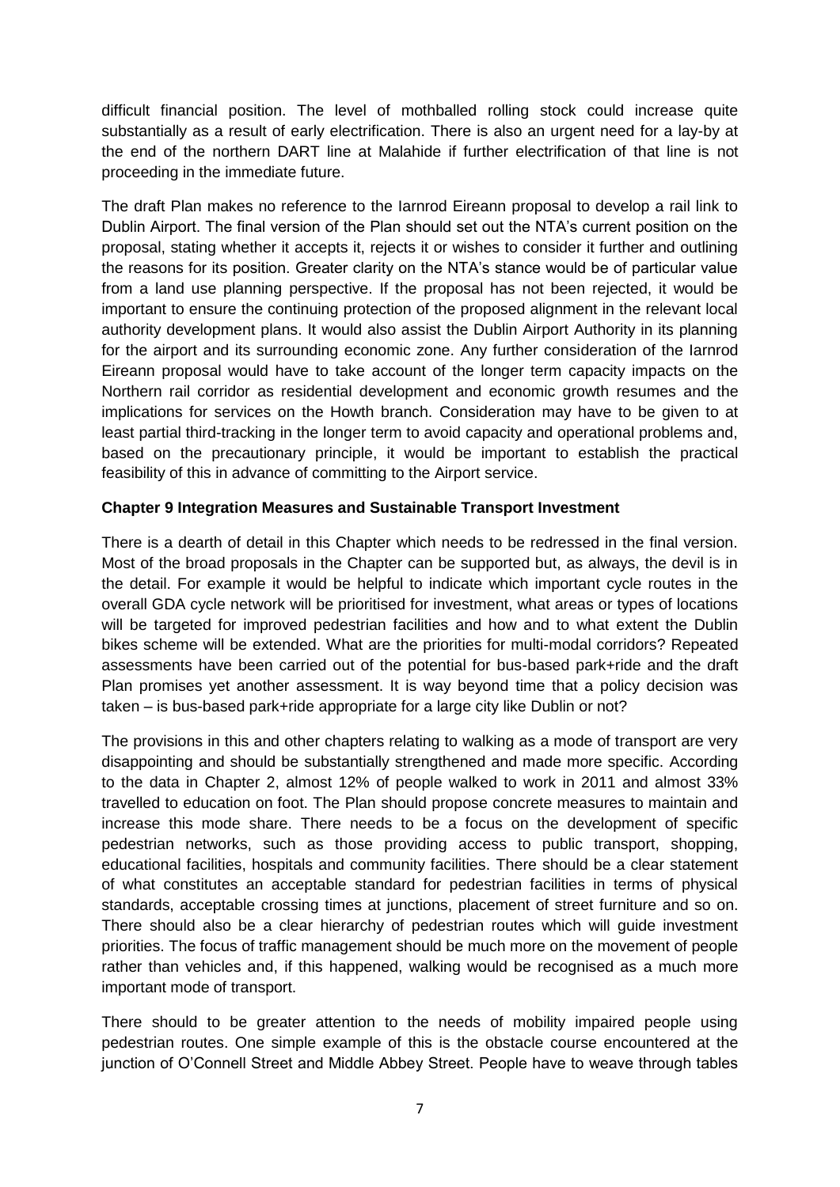difficult financial position. The level of mothballed rolling stock could increase quite substantially as a result of early electrification. There is also an urgent need for a lay-by at the end of the northern DART line at Malahide if further electrification of that line is not proceeding in the immediate future.

The draft Plan makes no reference to the Iarnrod Eireann proposal to develop a rail link to Dublin Airport. The final version of the Plan should set out the NTA's current position on the proposal, stating whether it accepts it, rejects it or wishes to consider it further and outlining the reasons for its position. Greater clarity on the NTA's stance would be of particular value from a land use planning perspective. If the proposal has not been rejected, it would be important to ensure the continuing protection of the proposed alignment in the relevant local authority development plans. It would also assist the Dublin Airport Authority in its planning for the airport and its surrounding economic zone. Any further consideration of the Iarnrod Eireann proposal would have to take account of the longer term capacity impacts on the Northern rail corridor as residential development and economic growth resumes and the implications for services on the Howth branch. Consideration may have to be given to at least partial third-tracking in the longer term to avoid capacity and operational problems and, based on the precautionary principle, it would be important to establish the practical feasibility of this in advance of committing to the Airport service.

**Chapter 9 Integration Measures and Sustainable Transport Investment**

There is a dearth of detail in this Chapter which needs to be redressed in the final version. Most of the broad proposals in the Chapter can be supported but, as always, the devil is in the detail. For example it would be helpful to indicate which important cycle routes in the overall GDA cycle network will be prioritised for investment, what areas or types of locations will be targeted for improved pedestrian facilities and how and to what extent the Dublin bikes scheme will be extended. What are the priorities for multi-modal corridors? Repeated assessments have been carried out of the potential for bus-based park+ride and the draft Plan promises yet another assessment. It is way beyond time that a policy decision was taken – is bus-based park+ride appropriate for a large city like Dublin or not?

The provisions in this and other chapters relating to walking as a mode of transport are very disappointing and should be substantially strengthened and made more specific. According to the data in Chapter 2, almost 12% of people walked to work in 2011 and almost 33% travelled to education on foot. The Plan should propose concrete measures to maintain and increase this mode share. There needs to be a focus on the development of specific pedestrian networks, such as those providing access to public transport, shopping, educational facilities, hospitals and community facilities. There should be a clear statement of what constitutes an acceptable standard for pedestrian facilities in terms of physical standards, acceptable crossing times at junctions, placement of street furniture and so on. There should also be a clear hierarchy of pedestrian routes which will guide investment priorities. The focus of traffic management should be much more on the movement of people rather than vehicles and, if this happened, walking would be recognised as a much more important mode of transport.

There should to be greater attention to the needs of mobility impaired people using pedestrian routes. One simple example of this is the obstacle course encountered at the junction of O'Connell Street and Middle Abbey Street. People have to weave through tables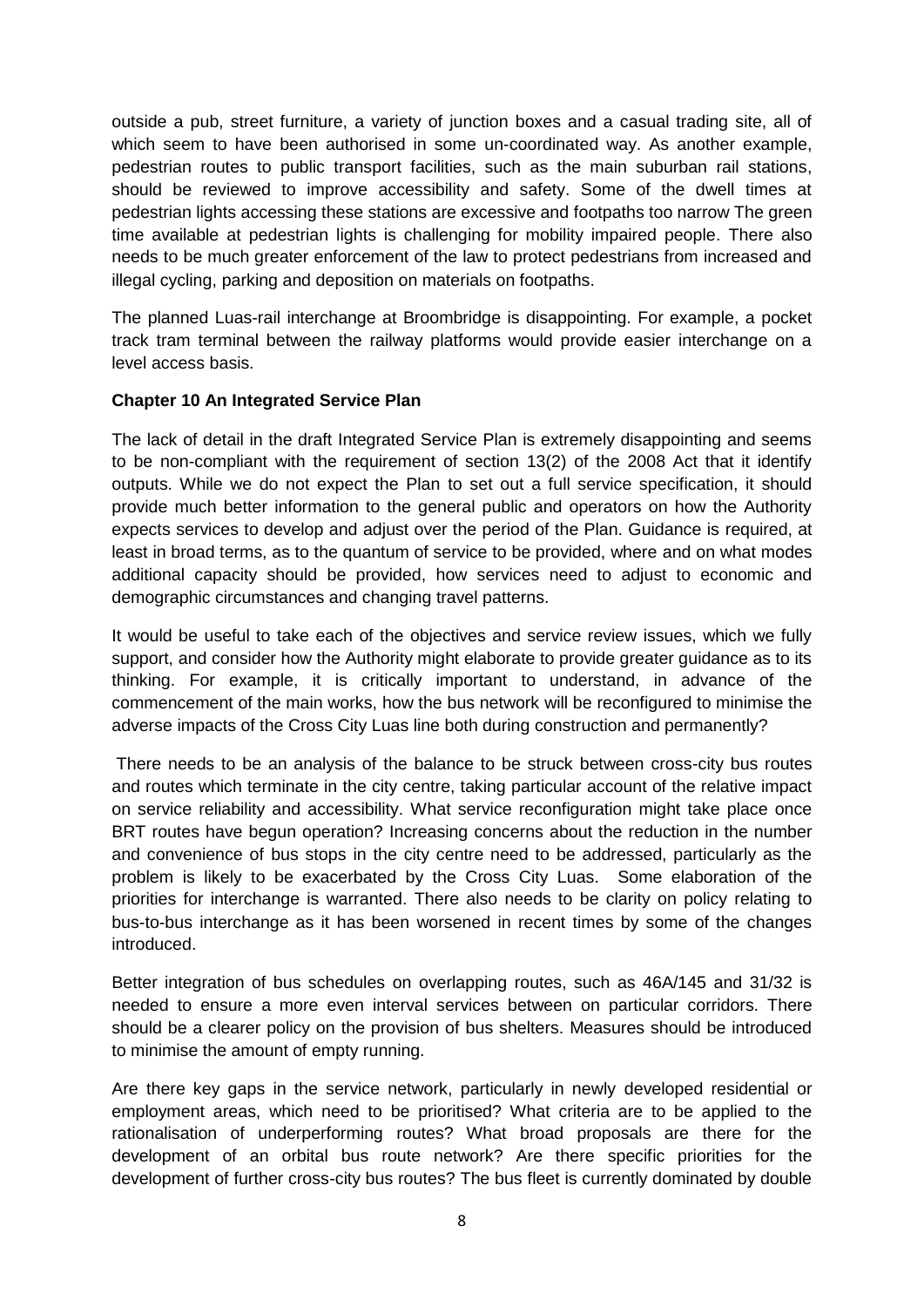outside a pub, street furniture, a variety of junction boxes and a casual trading site, all of which seem to have been authorised in some un-coordinated way. As another example, pedestrian routes to public transport facilities, such as the main suburban rail stations, should be reviewed to improve accessibility and safety. Some of the dwell times at pedestrian lights accessing these stations are excessive and footpaths too narrow The green time available at pedestrian lights is challenging for mobility impaired people. There also needs to be much greater enforcement of the law to protect pedestrians from increased and illegal cycling, parking and deposition on materials on footpaths.

The planned Luas-rail interchange at Broombridge is disappointing. For example, a pocket track tram terminal between the railway platforms would provide easier interchange on a level access basis.

**Chapter 10 An Integrated Service Plan**

The lack of detail in the draft Integrated Service Plan is extremely disappointing and seems to be non-compliant with the requirement of section 13(2) of the 2008 Act that it identify outputs. While we do not expect the Plan to set out a full service specification, it should provide much better information to the general public and operators on how the Authority expects services to develop and adjust over the period of the Plan. Guidance is required, at least in broad terms, as to the quantum of service to be provided, where and on what modes additional capacity should be provided, how services need to adjust to economic and demographic circumstances and changing travel patterns.

It would be useful to take each of the objectives and service review issues, which we fully support, and consider how the Authority might elaborate to provide greater guidance as to its thinking. For example, it is critically important to understand, in advance of the commencement of the main works, how the bus network will be reconfigured to minimise the adverse impacts of the Cross City Luas line both during construction and permanently?

There needs to be an analysis of the balance to be struck between cross-city bus routes and routes which terminate in the city centre, taking particular account of the relative impact on service reliability and accessibility. What service reconfiguration might take place once BRT routes have begun operation? Increasing concerns about the reduction in the number and convenience of bus stops in the city centre need to be addressed, particularly as the problem is likely to be exacerbated by the Cross City Luas. Some elaboration of the priorities for interchange is warranted. There also needs to be clarity on policy relating to bus-to-bus interchange as it has been worsened in recent times by some of the changes introduced.

Better integration of bus schedules on overlapping routes, such as 46A/145 and 31/32 is needed to ensure a more even interval services between on particular corridors. There should be a clearer policy on the provision of bus shelters. Measures should be introduced to minimise the amount of empty running.

Are there key gaps in the service network, particularly in newly developed residential or employment areas, which need to be prioritised? What criteria are to be applied to the rationalisation of underperforming routes? What broad proposals are there for the development of an orbital bus route network? Are there specific priorities for the development of further cross-city bus routes? The bus fleet is currently dominated by double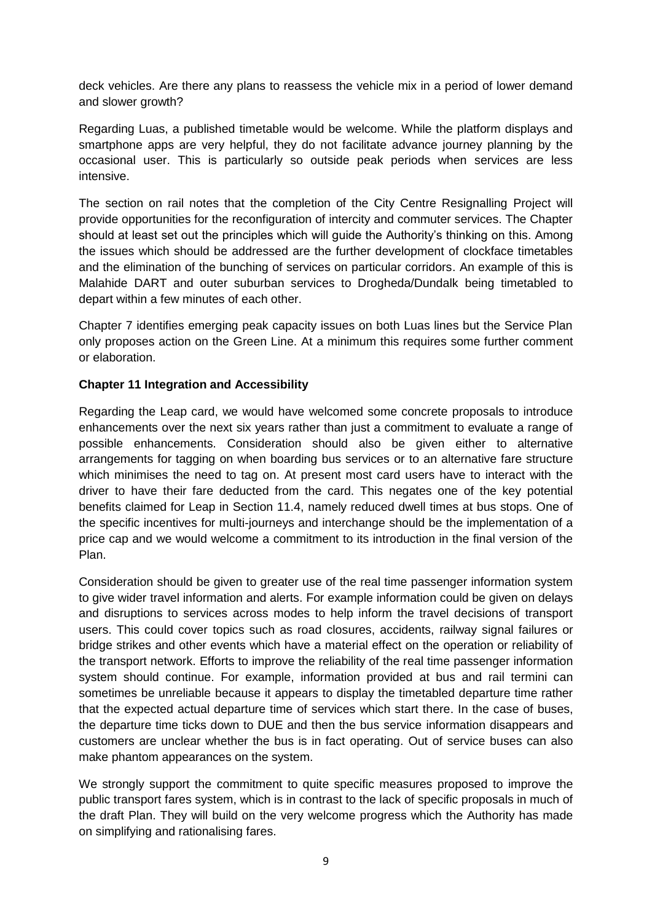deck vehicles. Are there any plans to reassess the vehicle mix in a period of lower demand and slower growth?

Regarding Luas, a published timetable would be welcome. While the platform displays and smartphone apps are very helpful, they do not facilitate advance journey planning by the occasional user. This is particularly so outside peak periods when services are less intensive.

The section on rail notes that the completion of the City Centre Resignalling Project will provide opportunities for the reconfiguration of intercity and commuter services. The Chapter should at least set out the principles which will guide the Authority's thinking on this. Among the issues which should be addressed are the further development of clockface timetables and the elimination of the bunching of services on particular corridors. An example of this is Malahide DART and outer suburban services to Drogheda/Dundalk being timetabled to depart within a few minutes of each other.

Chapter 7 identifies emerging peak capacity issues on both Luas lines but the Service Plan only proposes action on the Green Line. At a minimum this requires some further comment or elaboration.

**Chapter 11 Integration and Accessibility**

Regarding the Leap card, we would have welcomed some concrete proposals to introduce enhancements over the next six years rather than just a commitment to evaluate a range of possible enhancements. Consideration should also be given either to alternative arrangements for tagging on when boarding bus services or to an alternative fare structure which minimises the need to tag on. At present most card users have to interact with the driver to have their fare deducted from the card. This negates one of the key potential benefits claimed for Leap in Section 11.4, namely reduced dwell times at bus stops. One of the specific incentives for multi-journeys and interchange should be the implementation of a price cap and we would welcome a commitment to its introduction in the final version of the Plan.

Consideration should be given to greater use of the real time passenger information system to give wider travel information and alerts. For example information could be given on delays and disruptions to services across modes to help inform the travel decisions of transport users. This could cover topics such as road closures, accidents, railway signal failures or bridge strikes and other events which have a material effect on the operation or reliability of the transport network. Efforts to improve the reliability of the real time passenger information system should continue. For example, information provided at bus and rail termini can sometimes be unreliable because it appears to display the timetabled departure time rather that the expected actual departure time of services which start there. In the case of buses, the departure time ticks down to DUE and then the bus service information disappears and customers are unclear whether the bus is in fact operating. Out of service buses can also make phantom appearances on the system.

We strongly support the commitment to quite specific measures proposed to improve the public transport fares system, which is in contrast to the lack of specific proposals in much of the draft Plan. They will build on the very welcome progress which the Authority has made on simplifying and rationalising fares.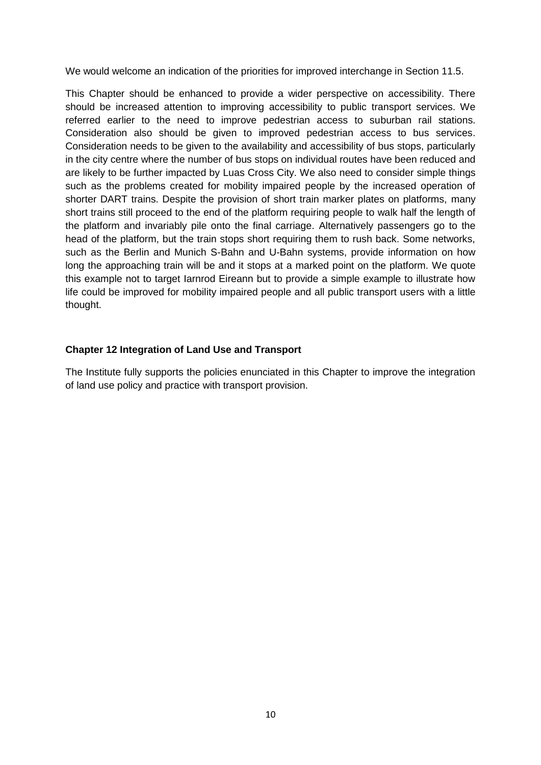We would welcome an indication of the priorities for improved interchange in Section 11.5.

This Chapter should be enhanced to provide a wider perspective on accessibility. There should be increased attention to improving accessibility to public transport services. We referred earlier to the need to improve pedestrian access to suburban rail stations. Consideration also should be given to improved pedestrian access to bus services. Consideration needs to be given to the availability and accessibility of bus stops, particularly in the city centre where the number of bus stops on individual routes have been reduced and are likely to be further impacted by Luas Cross City. We also need to consider simple things such as the problems created for mobility impaired people by the increased operation of shorter DART trains. Despite the provision of short train marker plates on platforms, many short trains still proceed to the end of the platform requiring people to walk half the length of the platform and invariably pile onto the final carriage. Alternatively passengers go to the head of the platform, but the train stops short requiring them to rush back. Some networks, such as the Berlin and Munich S-Bahn and U-Bahn systems, provide information on how long the approaching train will be and it stops at a marked point on the platform. We quote this example not to target Iarnrod Eireann but to provide a simple example to illustrate how life could be improved for mobility impaired people and all public transport users with a little thought.

**Chapter 12 Integration of Land Use and Transport**

The Institute fully supports the policies enunciated in this Chapter to improve the integration of land use policy and practice with transport provision.